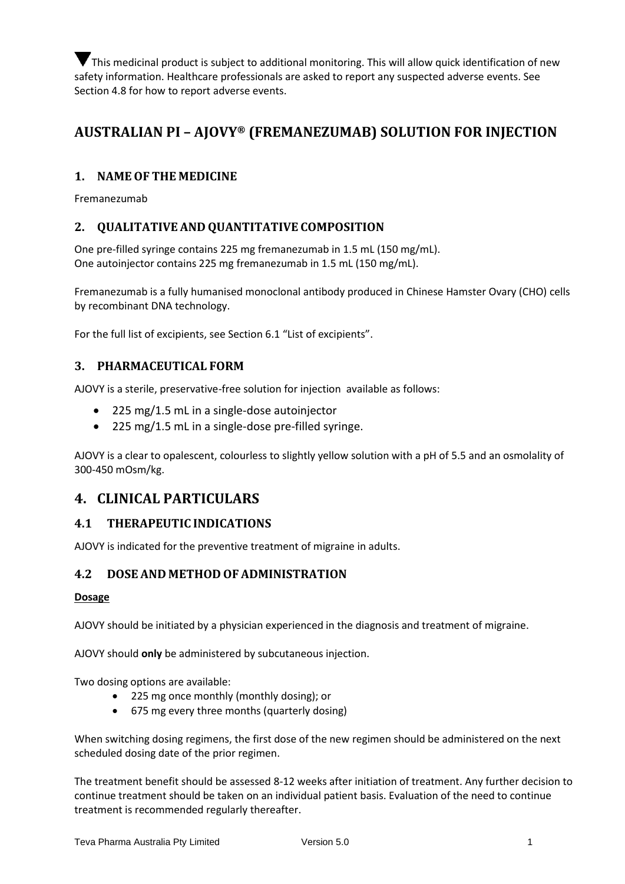▼This medicinal product is subject to additional monitoring. This will allow quick identification of new safety information. Healthcare professionals are asked to report any suspected adverse events. See Section 4.8 for how to report adverse events.

# AUSTRALIAN PI – AJOVY® (FREMANEZUMAB) SOLUTION FOR INJECTION

## 1. NAME OF THE MEDICINE

Fremanezumab

## 2. QUALITATIVE AND QUANTITATIVE COMPOSITION

One pre-filled syringe contains 225 mg fremanezumab in 1.5 mL (150 mg/mL).
One autoinjector contains 225 mg fremanezumab in 1.5 mL (150 mg/mL).

Fremanezumab is a fully humanised monoclonal antibody produced in Chinese Hamster Ovary (CHO) cells by recombinant DNA technology.

For the full list of excipients, see Section 6.1 "List of excipients".

## 3. PHARMACEUTICAL FORM

AJOVY is a sterile, preservative-free solution for injection available as follows:

- 225 mg/1.5 mL in a single-dose autoinjector
- 225 mg/1.5 mL in a single-dose pre-filled syringe.

AJOVY is a clear to opalescent, colourless to slightly yellow solution with a pH of 5.5 and an osmolality of 300-450 mOsm/kg.

# 4. CLINICAL PARTICULARS

## 4.1 THERAPEUTIC INDICATIONS

AJOVY is indicated for the preventive treatment of migraine in adults.

## 4.2 DOSE AND METHOD OF ADMINISTRATION

**Dosage**

AJOVY should be initiated by a physician experienced in the diagnosis and treatment of migraine.

AJOVY should **only** be administered by subcutaneous injection.

Two dosing options are available:

- 225 mg once monthly (monthly dosing); or
- 675 mg every three months (quarterly dosing)

When switching dosing regimens, the first dose of the new regimen should be administered on the next scheduled dosing date of the prior regimen.

The treatment benefit should be assessed 8-12 weeks after initiation of treatment. Any further decision to continue treatment should be taken on an individual patient basis. Evaluation of the need to continue treatment is recommended regularly thereafter.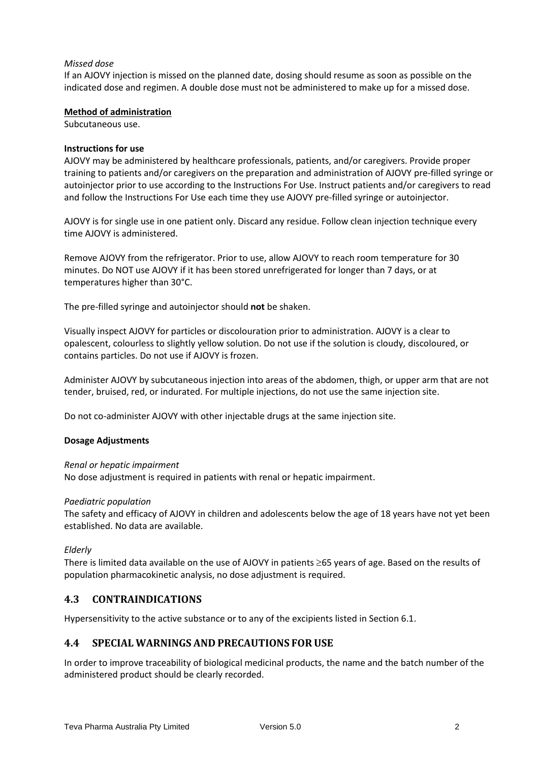*Missed dose*

If an AJOVY injection is missed on the planned date, dosing should resume as soon as possible on the indicated dose and regimen. A double dose must not be administered to make up for a missed dose.

**Method of administration**

Subcutaneous use.

**Instructions for use**

AJOVY may be administered by healthcare professionals, patients, and/or caregivers. Provide proper training to patients and/or caregivers on the preparation and administration of AJOVY pre-filled syringe or autoinjector prior to use according to the Instructions For Use. Instruct patients and/or caregivers to read and follow the Instructions For Use each time they use AJOVY pre-filled syringe or autoinjector.

AJOVY is for single use in one patient only. Discard any residue. Follow clean injection technique every time AJOVY is administered.

Remove AJOVY from the refrigerator. Prior to use, allow AJOVY to reach room temperature for 30 minutes. Do NOT use AJOVY if it has been stored unrefrigerated for longer than 7 days, or at temperatures higher than 30°C.

The pre-filled syringe and autoinjector should **not** be shaken.

Visually inspect AJOVY for particles or discolouration prior to administration. AJOVY is a clear to opalescent, colourless to slightly yellow solution. Do not use if the solution is cloudy, discoloured, or contains particles. Do not use if AJOVY is frozen.

Administer AJOVY by subcutaneous injection into areas of the abdomen, thigh, or upper arm that are not tender, bruised, red, or indurated. For multiple injections, do not use the same injection site.

Do not co-administer AJOVY with other injectable drugs at the same injection site.

**Dosage Adjustments**

*Renal or hepatic impairment*

No dose adjustment is required in patients with renal or hepatic impairment.

*Paediatric population*

The safety and efficacy of AJOVY in children and adolescents below the age of 18 years have not yet been established. No data are available.

*Elderly*

There is limited data available on the use of AJOVY in patients $\geq$65 years of age. Based on the results of population pharmacokinetic analysis, no dose adjustment is required.

## 4.3 CONTRAINDICATIONS

Hypersensitivity to the active substance or to any of the excipients listed in Section 6.1.

## 4.4 SPECIAL WARNINGS AND PRECAUTIONS FOR USE

In order to improve traceability of biological medicinal products, the name and the batch number of the administered product should be clearly recorded.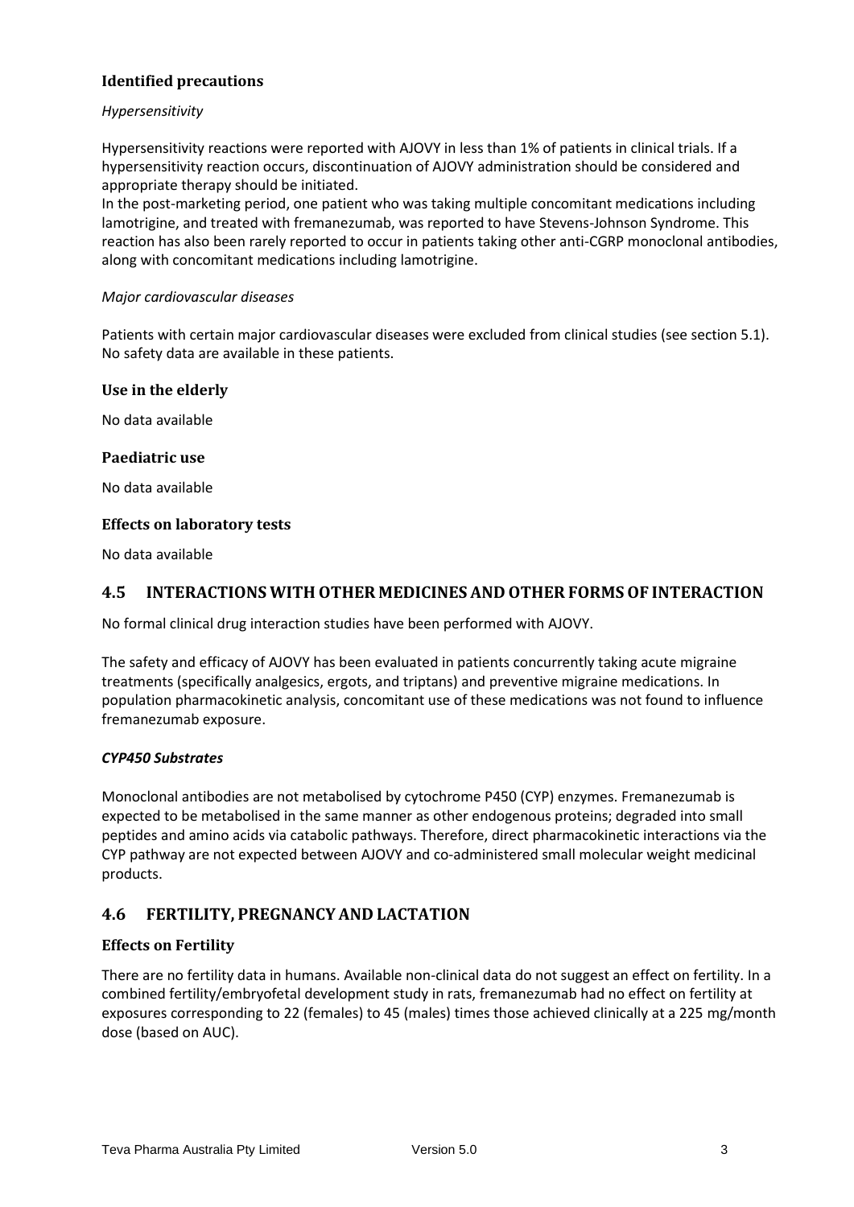### Identified precautions

*Hypersensitivity*

Hypersensitivity reactions were reported with AJOVY in less than 1% of patients in clinical trials. If a hypersensitivity reaction occurs, discontinuation of AJOVY administration should be considered and appropriate therapy should be initiated.
In the post-marketing period, one patient who was taking multiple concomitant medications including lamotrigine, and treated with fremanezumab, was reported to have Stevens-Johnson Syndrome. This reaction has also been rarely reported to occur in patients taking other anti-CGRP monoclonal antibodies, along with concomitant medications including lamotrigine.

*Major cardiovascular diseases*

Patients with certain major cardiovascular diseases were excluded from clinical studies (see section 5.1). No safety data are available in these patients.

### Use in the elderly

No data available

### Paediatric use

No data available

### Effects on laboratory tests

No data available

## 4.5 INTERACTIONS WITH OTHER MEDICINES AND OTHER FORMS OF INTERACTION

No formal clinical drug interaction studies have been performed with AJOVY.

The safety and efficacy of AJOVY has been evaluated in patients concurrently taking acute migraine treatments (specifically analgesics, ergots, and triptans) and preventive migraine medications. In population pharmacokinetic analysis, concomitant use of these medications was not found to influence fremanezumab exposure.

***CYP450 Substrates***

Monoclonal antibodies are not metabolised by cytochrome P450 (CYP) enzymes. Fremanezumab is expected to be metabolised in the same manner as other endogenous proteins; degraded into small peptides and amino acids via catabolic pathways. Therefore, direct pharmacokinetic interactions via the CYP pathway are not expected between AJOVY and co-administered small molecular weight medicinal products.

## 4.6 FERTILITY, PREGNANCY AND LACTATION

### Effects on Fertility

There are no fertility data in humans. Available non-clinical data do not suggest an effect on fertility. In a combined fertility/embryofetal development study in rats, fremanezumab had no effect on fertility at exposures corresponding to 22 (females) to 45 (males) times those achieved clinically at a 225 mg/month dose (based on AUC).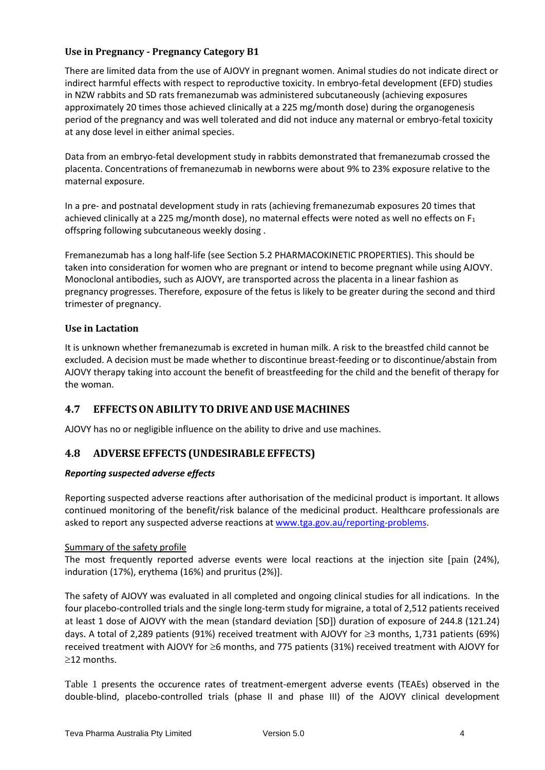### Use in Pregnancy - Pregnancy Category B1

There are limited data from the use of AJOVY in pregnant women. Animal studies do not indicate direct or indirect harmful effects with respect to reproductive toxicity. In embryo-fetal development (EFD) studies in NZW rabbits and SD rats fremanezumab was administered subcutaneously (achieving exposures approximately 20 times those achieved clinically at a 225 mg/month dose) during the organogenesis period of the pregnancy and was well tolerated and did not induce any maternal or embryo-fetal toxicity at any dose level in either animal species.

Data from an embryo-fetal development study in rabbits demonstrated that fremanezumab crossed the placenta. Concentrations of fremanezumab in newborns were about 9% to 23% exposure relative to the maternal exposure.

In a pre- and postnatal development study in rats (achieving fremanezumab exposures 20 times that achieved clinically at a 225 mg/month dose), no maternal effects were noted as well no effects on $F_1$ offspring following subcutaneous weekly dosing .

Fremanezumab has a long half-life (see Section 5.2 PHARMACOKINETIC PROPERTIES). This should be taken into consideration for women who are pregnant or intend to become pregnant while using AJOVY. Monoclonal antibodies, such as AJOVY, are transported across the placenta in a linear fashion as pregnancy progresses. Therefore, exposure of the fetus is likely to be greater during the second and third trimester of pregnancy.

### Use in Lactation

It is unknown whether fremanezumab is excreted in human milk. A risk to the breastfed child cannot be excluded. A decision must be made whether to discontinue breast-feeding or to discontinue/abstain from AJOVY therapy taking into account the benefit of breastfeeding for the child and the benefit of therapy for the woman.

## 4.7 EFFECTS ON ABILITY TO DRIVE AND USE MACHINES

AJOVY has no or negligible influence on the ability to drive and use machines.

## 4.8 ADVERSE EFFECTS (UNDESIRABLE EFFECTS)

***Reporting suspected adverse effects***

Reporting suspected adverse reactions after authorisation of the medicinal product is important. It allows continued monitoring of the benefit/risk balance of the medicinal product. Healthcare professionals are asked to report any suspected adverse reactions at www.tga.gov.au/reporting-problems.

Summary of the safety profile

The most frequently reported adverse events were local reactions at the injection site [pain (24%), induration (17%), erythema (16%) and pruritus (2%)].

The safety of AJOVY was evaluated in all completed and ongoing clinical studies for all indications. In the four placebo-controlled trials and the single long-term study for migraine, a total of 2,512 patients received at least 1 dose of AJOVY with the mean (standard deviation [SD]) duration of exposure of 244.8 (121.24) days. A total of 2,289 patients (91%) received treatment with AJOVY for ≥3 months, 1,731 patients (69%) received treatment with AJOVY for ≥6 months, and 775 patients (31%) received treatment with AJOVY for ≥12 months.

Table 1 presents the occurence rates of treatment-emergent adverse events (TEAEs) observed in the double-blind, placebo-controlled trials (phase II and phase III) of the AJOVY clinical development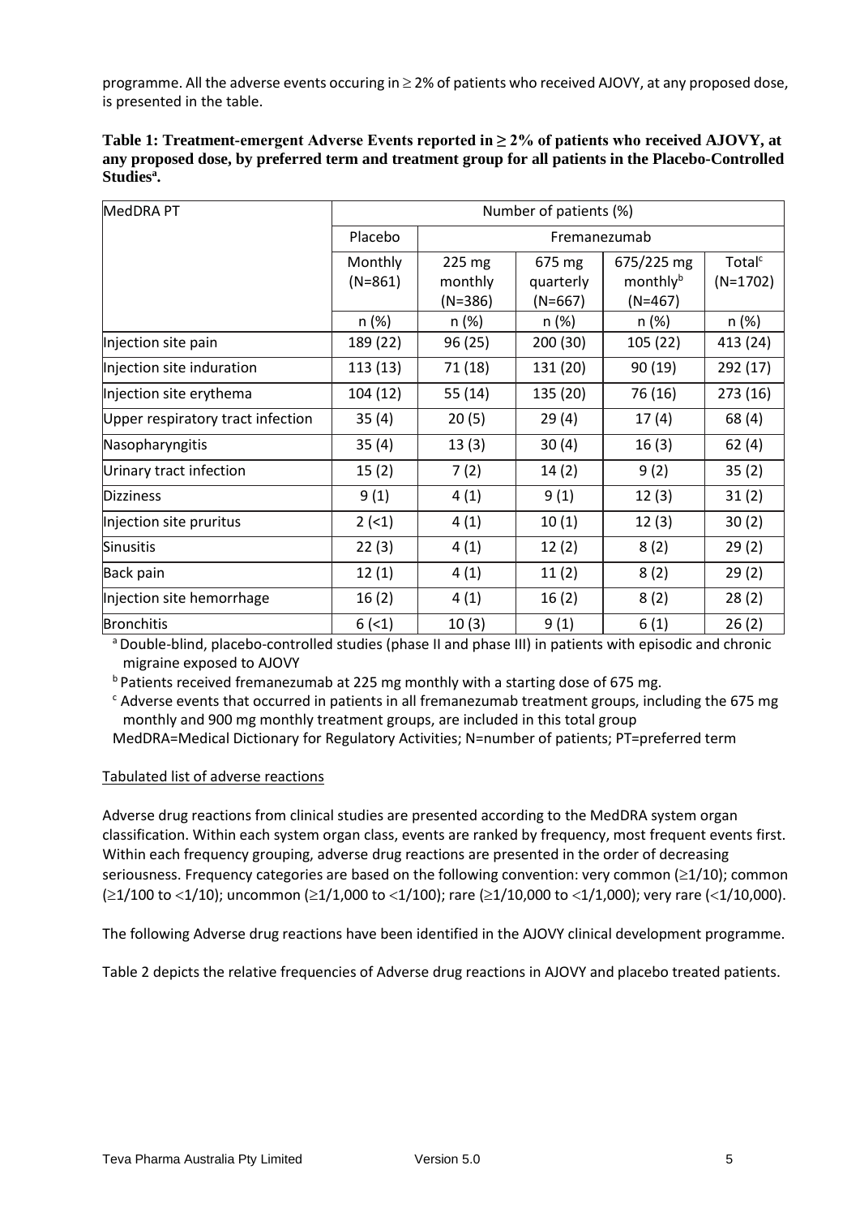programme. All the adverse events occuring in ≥ 2% of patients who received AJOVY, at any proposed dose, is presented in the table.

**Table 1: Treatment-emergent Adverse Events reported in ≥ 2% of patients who received AJOVY, at any proposed dose, by preferred term and treatment group for all patients in the Placebo-Controlled Studies[a].**

| MedDRA PT | Number of patients (%) | | | | |
|---|---|---|---|---|---|
| | Placebo | Fremanezumab | | | |
| | Monthly (N=861) | 225 mg monthly (N=386) | 675 mg quarterly (N=667) | 675/225 mg monthly[b] (N=467) | Total[c] (N=1702) |
| | n (%) | n (%) | n (%) | n (%) | n (%) |
| Injection site pain | 189 (22) | 96 (25) | 200 (30) | 105 (22) | 413 (24) |
| Injection site induration | 113 (13) | 71 (18) | 131 (20) | 90 (19) | 292 (17) |
| Injection site erythema | 104 (12) | 55 (14) | 135 (20) | 76 (16) | 273 (16) |
| Upper respiratory tract infection | 35 (4) | 20 (5) | 29 (4) | 17 (4) | 68 (4) |
| Nasopharyngitis | 35 (4) | 13 (3) | 30 (4) | 16 (3) | 62 (4) |
| Urinary tract infection | 15 (2) | 7 (2) | 14 (2) | 9 (2) | 35 (2) |
| Dizziness | 9 (1) | 4 (1) | 9 (1) | 12 (3) | 31 (2) |
| Injection site pruritus | 2 (<1) | 4 (1) | 10 (1) | 12 (3) | 30 (2) |
| Sinusitis | 22 (3) | 4 (1) | 12 (2) | 8 (2) | 29 (2) |
| Back pain | 12 (1) | 4 (1) | 11 (2) | 8 (2) | 29 (2) |
| Injection site hemorrhage | 16 (2) | 4 (1) | 16 (2) | 8 (2) | 28 (2) |
| Bronchitis | 6 (<1) | 10 (3) | 9 (1) | 6 (1) | 26 (2) |

[a] Double-blind, placebo-controlled studies (phase II and phase III) in patients with episodic and chronic migraine exposed to AJOVY

[b] Patients received fremanezumab at 225 mg monthly with a starting dose of 675 mg.

[c] Adverse events that occurred in patients in all fremanezumab treatment groups, including the 675 mg monthly and 900 mg monthly treatment groups, are included in this total group

MedDRA=Medical Dictionary for Regulatory Activities; N=number of patients; PT=preferred term

Tabulated list of adverse reactions

Adverse drug reactions from clinical studies are presented according to the MedDRA system organ classification. Within each system organ class, events are ranked by frequency, most frequent events first. Within each frequency grouping, adverse drug reactions are presented in the order of decreasing seriousness. Frequency categories are based on the following convention: very common (≥1/10); common (≥1/100 to <1/10); uncommon (≥1/1,000 to <1/100); rare (≥1/10,000 to <1/1,000); very rare (<1/10,000).

The following Adverse drug reactions have been identified in the AJOVY clinical development programme.

Table 2 depicts the relative frequencies of Adverse drug reactions in AJOVY and placebo treated patients.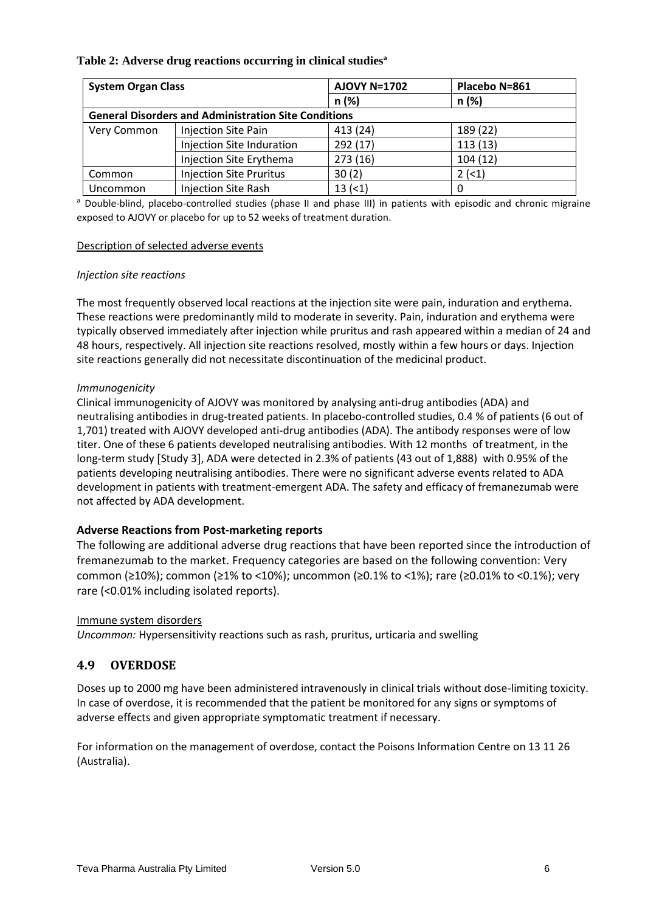**Table 2: Adverse drug reactions occurring in clinical studies[a]**

| System Organ Class | | AJOVY N=1702 | Placebo N=861 |
|---|---|---|---|
| | | n (%) | n (%) |
| **General Disorders and Administration Site Conditions** | | | |
| Very Common | Injection Site Pain | 413 (24) | 189 (22) |
| | Injection Site Induration | 292 (17) | 113 (13) |
| | Injection Site Erythema | 273 (16) | 104 (12) |
| Common | Injection Site Pruritus | 30 (2) | 2 (<1) |
| Uncommon | Injection Site Rash | 13 (<1) | 0 |

[a] Double-blind, placebo-controlled studies (phase II and phase III) in patients with episodic and chronic migraine exposed to AJOVY or placebo for up to 52 weeks of treatment duration.

Description of selected adverse events

*Injection site reactions*

The most frequently observed local reactions at the injection site were pain, induration and erythema. These reactions were predominantly mild to moderate in severity. Pain, induration and erythema were typically observed immediately after injection while pruritus and rash appeared within a median of 24 and 48 hours, respectively. All injection site reactions resolved, mostly within a few hours or days. Injection site reactions generally did not necessitate discontinuation of the medicinal product.

*Immunogenicity*

Clinical immunogenicity of AJOVY was monitored by analysing anti-drug antibodies (ADA) and neutralising antibodies in drug-treated patients. In placebo-controlled studies, 0.4 % of patients (6 out of 1,701) treated with AJOVY developed anti-drug antibodies (ADA). The antibody responses were of low titer. One of these 6 patients developed neutralising antibodies. With 12 months of treatment, in the long-term study [Study 3], ADA were detected in 2.3% of patients (43 out of 1,888) with 0.95% of the patients developing neutralising antibodies. There were no significant adverse events related to ADA development in patients with treatment-emergent ADA. The safety and efficacy of fremanezumab were not affected by ADA development.

**Adverse Reactions from Post-marketing reports**

The following are additional adverse drug reactions that have been reported since the introduction of fremanezumab to the market. Frequency categories are based on the following convention: Very common (≥10%); common (≥1% to <10%); uncommon (≥0.1% to <1%); rare (≥0.01% to <0.1%); very rare (<0.01% including isolated reports).

Immune system disorders

*Uncommon:* Hypersensitivity reactions such as rash, pruritus, urticaria and swelling

## 4.9 OVERDOSE

Doses up to 2000 mg have been administered intravenously in clinical trials without dose-limiting toxicity. In case of overdose, it is recommended that the patient be monitored for any signs or symptoms of adverse effects and given appropriate symptomatic treatment if necessary.

For information on the management of overdose, contact the Poisons Information Centre on 13 11 26 (Australia).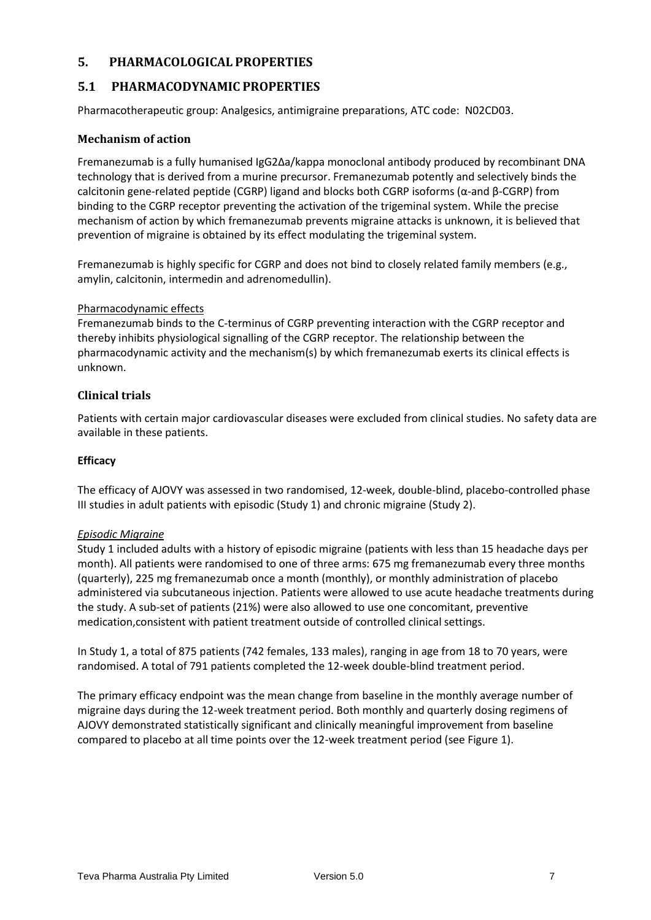## 5. PHARMACOLOGICAL PROPERTIES

## 5.1 PHARMACODYNAMIC PROPERTIES

Pharmacotherapeutic group: Analgesics, antimigraine preparations, ATC code: N02CD03.

### Mechanism of action

Fremanezumab is a fully humanised IgG2Δa/kappa monoclonal antibody produced by recombinant DNA technology that is derived from a murine precursor. Fremanezumab potently and selectively binds the calcitonin gene-related peptide (CGRP) ligand and blocks both CGRP isoforms (α-and β-CGRP) from binding to the CGRP receptor preventing the activation of the trigeminal system. While the precise mechanism of action by which fremanezumab prevents migraine attacks is unknown, it is believed that prevention of migraine is obtained by its effect modulating the trigeminal system.

Fremanezumab is highly specific for CGRP and does not bind to closely related family members (e.g., amylin, calcitonin, intermedin and adrenomedullin).

Pharmacodynamic effects

Fremanezumab binds to the C-terminus of CGRP preventing interaction with the CGRP receptor and thereby inhibits physiological signalling of the CGRP receptor. The relationship between the pharmacodynamic activity and the mechanism(s) by which fremanezumab exerts its clinical effects is unknown.

### Clinical trials

Patients with certain major cardiovascular diseases were excluded from clinical studies. No safety data are available in these patients.

**Efficacy**

The efficacy of AJOVY was assessed in two randomised, 12-week, double-blind, placebo-controlled phase III studies in adult patients with episodic (Study 1) and chronic migraine (Study 2).

*Episodic Migraine*

Study 1 included adults with a history of episodic migraine (patients with less than 15 headache days per month). All patients were randomised to one of three arms: 675 mg fremanezumab every three months (quarterly), 225 mg fremanezumab once a month (monthly), or monthly administration of placebo administered via subcutaneous injection. Patients were allowed to use acute headache treatments during the study. A sub-set of patients (21%) were also allowed to use one concomitant, preventive medication,consistent with patient treatment outside of controlled clinical settings.

In Study 1, a total of 875 patients (742 females, 133 males), ranging in age from 18 to 70 years, were randomised. A total of 791 patients completed the 12-week double-blind treatment period.

The primary efficacy endpoint was the mean change from baseline in the monthly average number of migraine days during the 12-week treatment period. Both monthly and quarterly dosing regimens of AJOVY demonstrated statistically significant and clinically meaningful improvement from baseline compared to placebo at all time points over the 12-week treatment period (see Figure 1).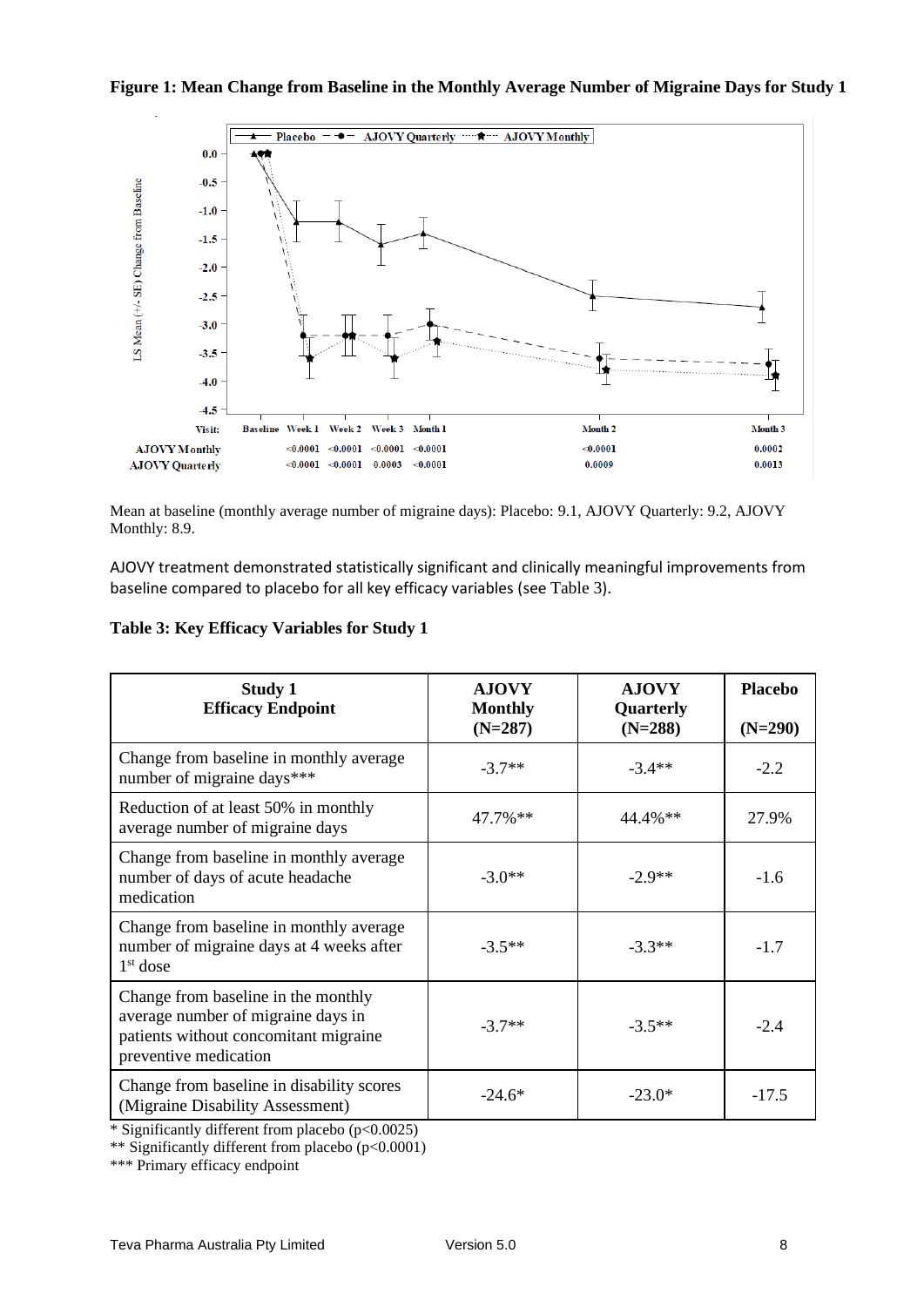**Figure 1: Mean Change from Baseline in the Monthly Average Number of Migraine Days for Study 1**

| Visit: | Baseline | Week 1 | Week 2 | Week 3 | Month 1 | Month 2 | Month 3 |
|---|---|---|---|---|---|---|---|
| AJOVY Monthly | | <0.0001 | <0.0001 | <0.0001 | <0.0001 | <0.0001 | 0.0002 |
| AJOVY Quarterly | | <0.0001 | <0.0001 | 0.0003 | <0.0001 | 0.0009 | 0.0013 |

Mean at baseline (monthly average number of migraine days): Placebo: 9.1, AJOVY Quarterly: 9.2, AJOVY Monthly: 8.9.

AJOVY treatment demonstrated statistically significant and clinically meaningful improvements from baseline compared to placebo for all key efficacy variables (see Table 3).

**Table 3: Key Efficacy Variables for Study 1**

| Study 1<br>Efficacy Endpoint | AJOVY Monthly<br>(N=287) | AJOVY Quarterly<br>(N=288) | Placebo<br>(N=290) |
|---|---|---|---|
| Change from baseline in monthly average number of migraine days*** | -3.7** | -3.4** | -2.2 |
| Reduction of at least 50% in monthly average number of migraine days | 47.7%** | 44.4%** | 27.9% |
| Change from baseline in monthly average number of days of acute headache medication | -3.0** | -2.9** | -1.6 |
| Change from baseline in monthly average number of migraine days at 4 weeks after 1st dose | -3.5** | -3.3** | -1.7 |
| Change from baseline in the monthly average number of migraine days in patients without concomitant migraine preventive medication | -3.7** | -3.5** | -2.4 |
| Change from baseline in disability scores (Migraine Disability Assessment) | -24.6* | -23.0* | -17.5 |

\* Significantly different from placebo ($p<0.0025$)

** Significantly different from placebo ($p<0.0001$)

*** Primary efficacy endpoint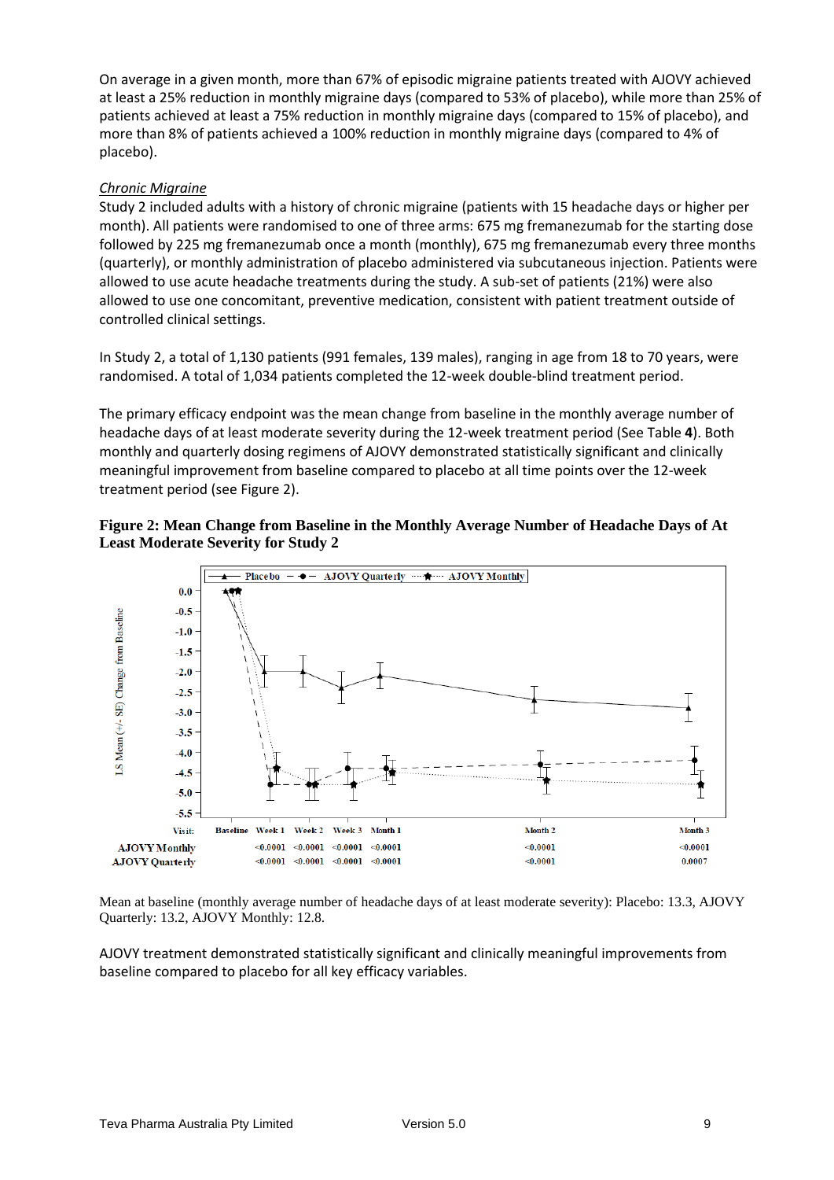On average in a given month, more than 67% of episodic migraine patients treated with AJOVY achieved at least a 25% reduction in monthly migraine days (compared to 53% of placebo), while more than 25% of patients achieved at least a 75% reduction in monthly migraine days (compared to 15% of placebo), and more than 8% of patients achieved a 100% reduction in monthly migraine days (compared to 4% of placebo).

*Chronic Migraine*

Study 2 included adults with a history of chronic migraine (patients with 15 headache days or higher per month). All patients were randomised to one of three arms: 675 mg fremanezumab for the starting dose followed by 225 mg fremanezumab once a month (monthly), 675 mg fremanezumab every three months (quarterly), or monthly administration of placebo administered via subcutaneous injection. Patients were allowed to use acute headache treatments during the study. A sub-set of patients (21%) were also allowed to use one concomitant, preventive medication, consistent with patient treatment outside of controlled clinical settings.

In Study 2, a total of 1,130 patients (991 females, 139 males), ranging in age from 18 to 70 years, were randomised. A total of 1,034 patients completed the 12-week double-blind treatment period.

The primary efficacy endpoint was the mean change from baseline in the monthly average number of headache days of at least moderate severity during the 12-week treatment period (See Table **4**). Both monthly and quarterly dosing regimens of AJOVY demonstrated statistically significant and clinically meaningful improvement from baseline compared to placebo at all time points over the 12-week treatment period (see Figure 2).

**Figure 2: Mean Change from Baseline in the Monthly Average Number of Headache Days of At Least Moderate Severity for Study 2**

| Visit: | Baseline | Week 1 | Week 2 | Week 3 | Month 1 | Month 2 | Month 3 |
|---|---|---|---|---|---|---|---|
| AJOVY Monthly | | <0.0001 | <0.0001 | <0.0001 | <0.0001 | <0.0001 | <0.0001 |
| AJOVY Quarterly | | <0.0001 | <0.0001 | <0.0001 | <0.0001 | <0.0001 | 0.0007 |

Mean at baseline (monthly average number of headache days of at least moderate severity): Placebo: 13.3, AJOVY Quarterly: 13.2, AJOVY Monthly: 12.8.

AJOVY treatment demonstrated statistically significant and clinically meaningful improvements from baseline compared to placebo for all key efficacy variables.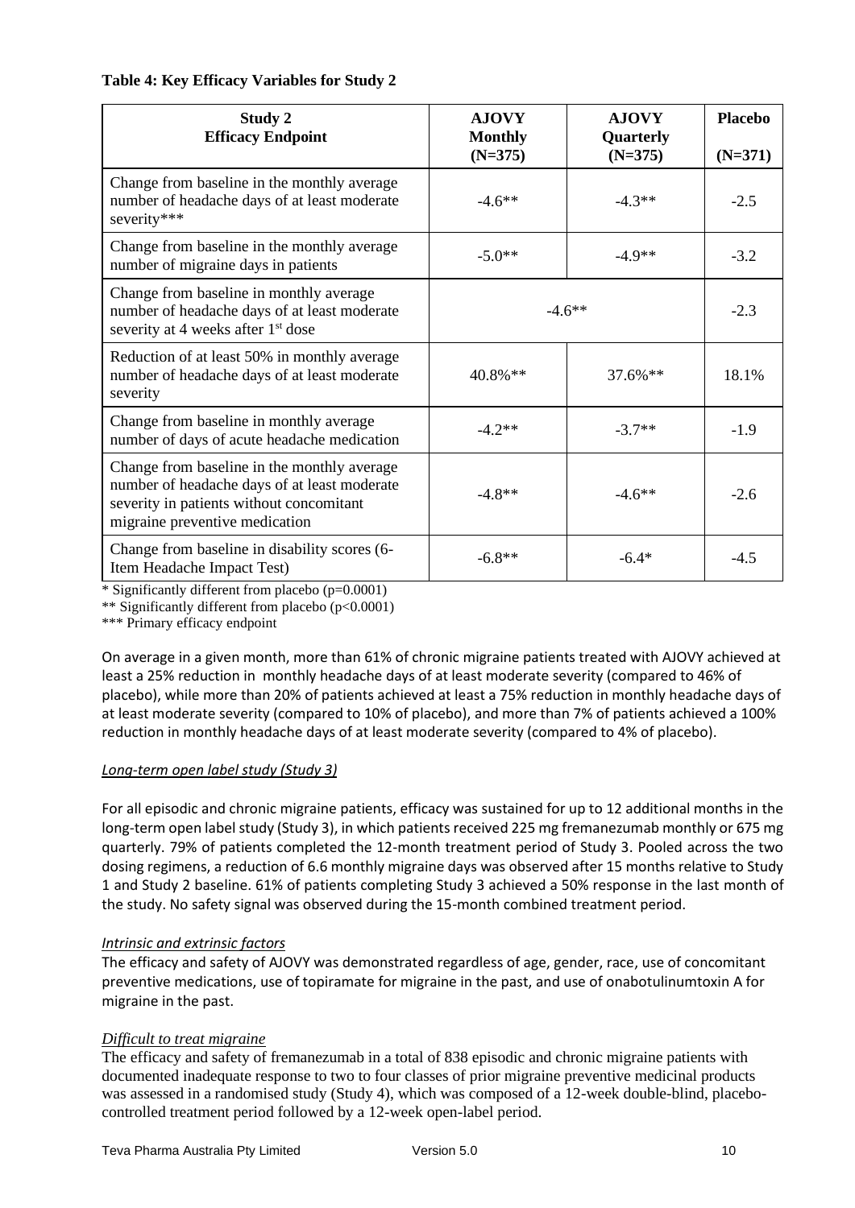**Table 4: Key Efficacy Variables for Study 2**

| Study 2<br>Efficacy Endpoint | AJOVY<br>Monthly<br>(N=375) | AJOVY<br>Quarterly<br>(N=375) | Placebo<br>(N=371) |
|---|---|---|---|
| Change from baseline in the monthly average number of headache days of at least moderate severity*** | -4.6** | -4.3** | -2.5 |
| Change from baseline in the monthly average number of migraine days in patients | -5.0** | -4.9** | -3.2 |
| Change from baseline in monthly average number of headache days of at least moderate severity at 4 weeks after 1st dose | -4.6** | | -2.3 |
| Reduction of at least 50% in monthly average number of headache days of at least moderate severity | 40.8%** | 37.6%** | 18.1% |
| Change from baseline in monthly average number of days of acute headache medication | -4.2** | -3.7** | -1.9 |
| Change from baseline in the monthly average number of headache days of at least moderate severity in patients without concomitant migraine preventive medication | -4.8** | -4.6** | -2.6 |
| Change from baseline in disability scores (6-Item Headache Impact Test) | -6.8** | -6.4* | -4.5 |

* Significantly different from placebo (p=0.0001)
** Significantly different from placebo (p<0.0001)
*** Primary efficacy endpoint

On average in a given month, more than 61% of chronic migraine patients treated with AJOVY achieved at least a 25% reduction in monthly headache days of at least moderate severity (compared to 46% of placebo), while more than 20% of patients achieved at least a 75% reduction in monthly headache days of at least moderate severity (compared to 10% of placebo), and more than 7% of patients achieved a 100% reduction in monthly headache days of at least moderate severity (compared to 4% of placebo).

*Long-term open label study (Study 3)*

For all episodic and chronic migraine patients, efficacy was sustained for up to 12 additional months in the long-term open label study (Study 3), in which patients received 225 mg fremanezumab monthly or 675 mg quarterly. 79% of patients completed the 12-month treatment period of Study 3. Pooled across the two dosing regimens, a reduction of 6.6 monthly migraine days was observed after 15 months relative to Study 1 and Study 2 baseline. 61% of patients completing Study 3 achieved a 50% response in the last month of the study. No safety signal was observed during the 15-month combined treatment period.

*Intrinsic and extrinsic factors*

The efficacy and safety of AJOVY was demonstrated regardless of age, gender, race, use of concomitant preventive medications, use of topiramate for migraine in the past, and use of onabotulinumtoxin A for migraine in the past.

*Difficult to treat migraine*

The efficacy and safety of fremanezumab in a total of 838 episodic and chronic migraine patients with documented inadequate response to two to four classes of prior migraine preventive medicinal products was assessed in a randomised study (Study 4), which was composed of a 12-week double-blind, placebo-controlled treatment period followed by a 12-week open-label period.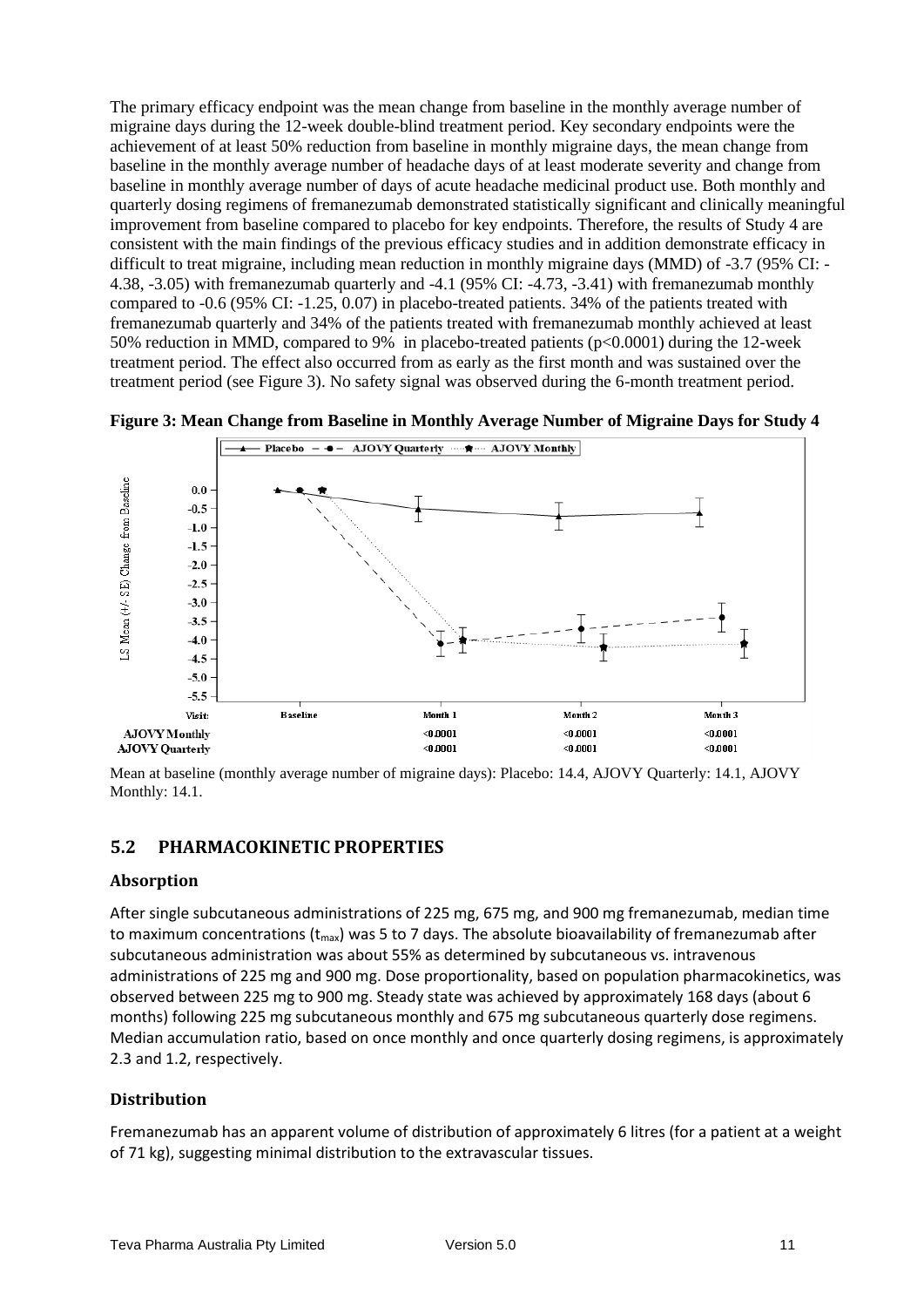The primary efficacy endpoint was the mean change from baseline in the monthly average number of migraine days during the 12-week double-blind treatment period. Key secondary endpoints were the achievement of at least 50% reduction from baseline in monthly migraine days, the mean change from baseline in the monthly average number of headache days of at least moderate severity and change from baseline in monthly average number of days of acute headache medicinal product use. Both monthly and quarterly dosing regimens of fremanezumab demonstrated statistically significant and clinically meaningful improvement from baseline compared to placebo for key endpoints. Therefore, the results of Study 4 are consistent with the main findings of the previous efficacy studies and in addition demonstrate efficacy in difficult to treat migraine, including mean reduction in monthly migraine days (MMD) of -3.7 (95% CI: -4.38, -3.05) with fremanezumab quarterly and -4.1 (95% CI: -4.73, -3.41) with fremanezumab monthly compared to -0.6 (95% CI: -1.25, 0.07) in placebo-treated patients. 34% of the patients treated with fremanezumab quarterly and 34% of the patients treated with fremanezumab monthly achieved at least 50% reduction in MMD, compared to 9% in placebo-treated patients ($p<0.0001$) during the 12-week treatment period. The effect also occurred from as early as the first month and was sustained over the treatment period (see Figure 3). No safety signal was observed during the 6-month treatment period.

**Figure 3: Mean Change from Baseline in Monthly Average Number of Migraine Days for Study 4**

| Visit: | Baseline | Month 1 | Month 2 | Month 3 |
|---|---|---|---|---|
| AJOVY Monthly | | <0.0001 | <0.0001 | <0.0001 |
| AJOVY Quarterly | | <0.0001 | <0.0001 | <0.0001 |

Mean at baseline (monthly average number of migraine days): Placebo: 14.4, AJOVY Quarterly: 14.1, AJOVY Monthly: 14.1.

## 5.2 PHARMACOKINETIC PROPERTIES

### Absorption

After single subcutaneous administrations of 225 mg, 675 mg, and 900 mg fremanezumab, median time to maximum concentrations ($t_{max}$) was 5 to 7 days. The absolute bioavailability of fremanezumab after subcutaneous administration was about 55% as determined by subcutaneous vs. intravenous administrations of 225 mg and 900 mg. Dose proportionality, based on population pharmacokinetics, was observed between 225 mg to 900 mg. Steady state was achieved by approximately 168 days (about 6 months) following 225 mg subcutaneous monthly and 675 mg subcutaneous quarterly dose regimens. Median accumulation ratio, based on once monthly and once quarterly dosing regimens, is approximately 2.3 and 1.2, respectively.

### Distribution

Fremanezumab has an apparent volume of distribution of approximately 6 litres (for a patient at a weight of 71 kg), suggesting minimal distribution to the extravascular tissues.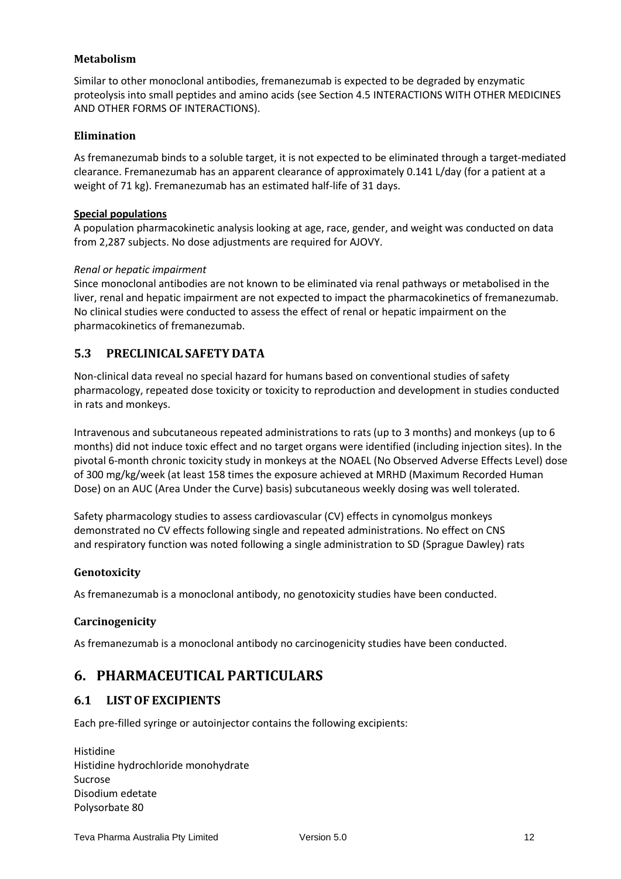### Metabolism

Similar to other monoclonal antibodies, fremanezumab is expected to be degraded by enzymatic proteolysis into small peptides and amino acids (see Section 4.5 INTERACTIONS WITH OTHER MEDICINES AND OTHER FORMS OF INTERACTIONS).

### Elimination

As fremanezumab binds to a soluble target, it is not expected to be eliminated through a target-mediated clearance. Fremanezumab has an apparent clearance of approximately 0.141 L/day (for a patient at a weight of 71 kg). Fremanezumab has an estimated half-life of 31 days.

**Special populations**

A population pharmacokinetic analysis looking at age, race, gender, and weight was conducted on data from 2,287 subjects. No dose adjustments are required for AJOVY.

*Renal or hepatic impairment*

Since monoclonal antibodies are not known to be eliminated via renal pathways or metabolised in the liver, renal and hepatic impairment are not expected to impact the pharmacokinetics of fremanezumab. No clinical studies were conducted to assess the effect of renal or hepatic impairment on the pharmacokinetics of fremanezumab.

## 5.3 PRECLINICAL SAFETY DATA

Non-clinical data reveal no special hazard for humans based on conventional studies of safety pharmacology, repeated dose toxicity or toxicity to reproduction and development in studies conducted in rats and monkeys.

Intravenous and subcutaneous repeated administrations to rats (up to 3 months) and monkeys (up to 6 months) did not induce toxic effect and no target organs were identified (including injection sites). In the pivotal 6-month chronic toxicity study in monkeys at the NOAEL (No Observed Adverse Effects Level) dose of 300 mg/kg/week (at least 158 times the exposure achieved at MRHD (Maximum Recorded Human Dose) on an AUC (Area Under the Curve) basis) subcutaneous weekly dosing was well tolerated.

Safety pharmacology studies to assess cardiovascular (CV) effects in cynomolgus monkeys demonstrated no CV effects following single and repeated administrations. No effect on CNS and respiratory function was noted following a single administration to SD (Sprague Dawley) rats

### Genotoxicity

As fremanezumab is a monoclonal antibody, no genotoxicity studies have been conducted.

### Carcinogenicity

As fremanezumab is a monoclonal antibody no carcinogenicity studies have been conducted.

# 6. PHARMACEUTICAL PARTICULARS

## 6.1 LIST OF EXCIPIENTS

Each pre-filled syringe or autoinjector contains the following excipients:

Histidine
Histidine hydrochloride monohydrate
Sucrose
Disodium edetate
Polysorbate 80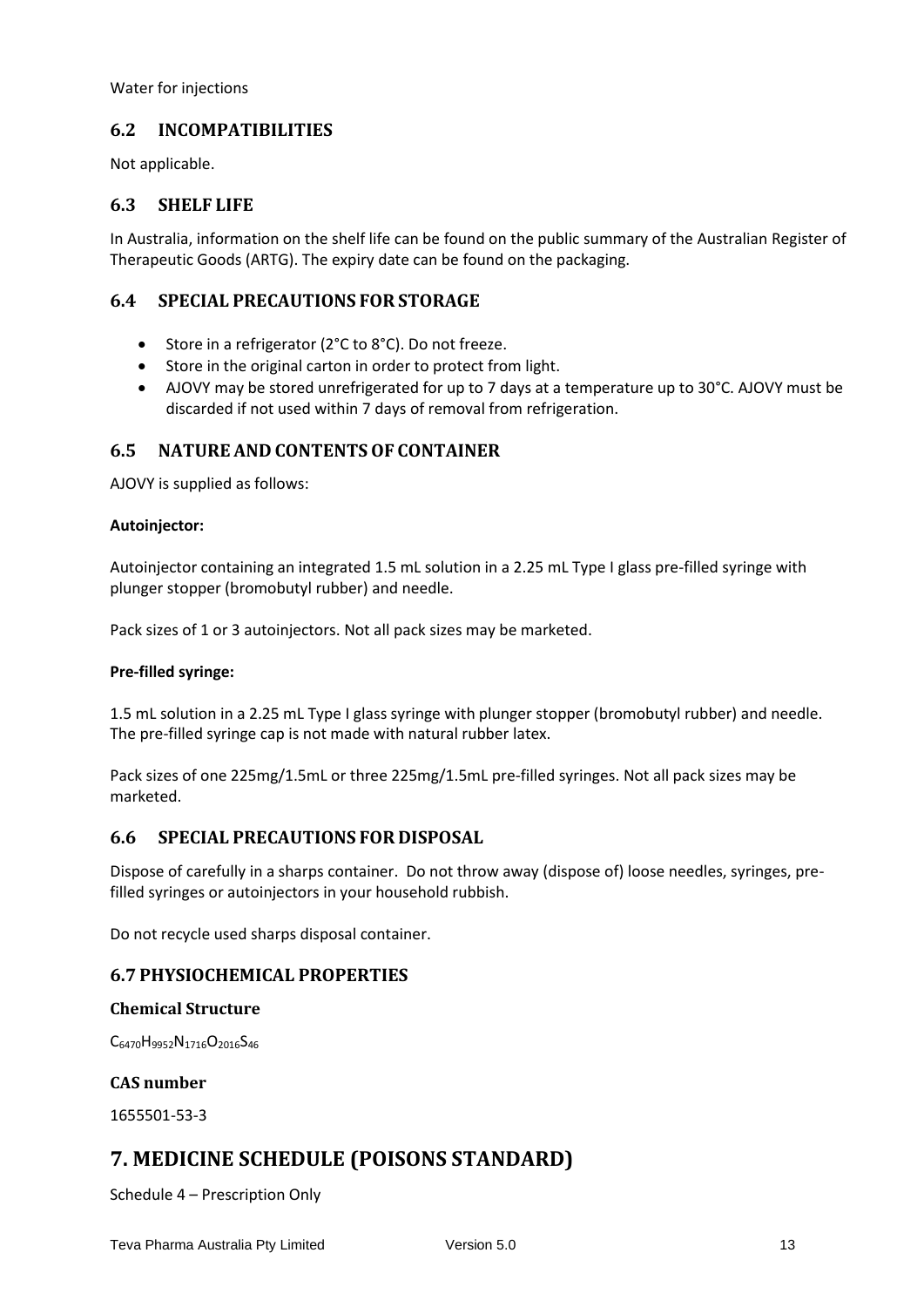Water for injections

### 6.2 INCOMPATIBILITIES

Not applicable.

### 6.3 SHELF LIFE

In Australia, information on the shelf life can be found on the public summary of the Australian Register of Therapeutic Goods (ARTG). The expiry date can be found on the packaging.

### 6.4 SPECIAL PRECAUTIONS FOR STORAGE

- Store in a refrigerator (2°C to 8°C). Do not freeze.
- Store in the original carton in order to protect from light.
- AJOVY may be stored unrefrigerated for up to 7 days at a temperature up to 30°C. AJOVY must be discarded if not used within 7 days of removal from refrigeration.

### 6.5 NATURE AND CONTENTS OF CONTAINER

AJOVY is supplied as follows:

**Autoinjector:**

Autoinjector containing an integrated 1.5 mL solution in a 2.25 mL Type I glass pre-filled syringe with plunger stopper (bromobutyl rubber) and needle.

Pack sizes of 1 or 3 autoinjectors. Not all pack sizes may be marketed.

**Pre-filled syringe:**

1.5 mL solution in a 2.25 mL Type I glass syringe with plunger stopper (bromobutyl rubber) and needle. The pre-filled syringe cap is not made with natural rubber latex.

Pack sizes of one 225mg/1.5mL or three 225mg/1.5mL pre-filled syringes. Not all pack sizes may be marketed.

### 6.6 SPECIAL PRECAUTIONS FOR DISPOSAL

Dispose of carefully in a sharps container. Do not throw away (dispose of) loose needles, syringes, pre-filled syringes or autoinjectors in your household rubbish.

Do not recycle used sharps disposal container.

### 6.7 PHYSIOCHEMICAL PROPERTIES

#### Chemical Structure

$C_{6470}H_{9952}N_{1716}O_{2016}S_{46}$

#### CAS number

1655501-53-3

## 7. MEDICINE SCHEDULE (POISONS STANDARD)

Schedule 4 – Prescription Only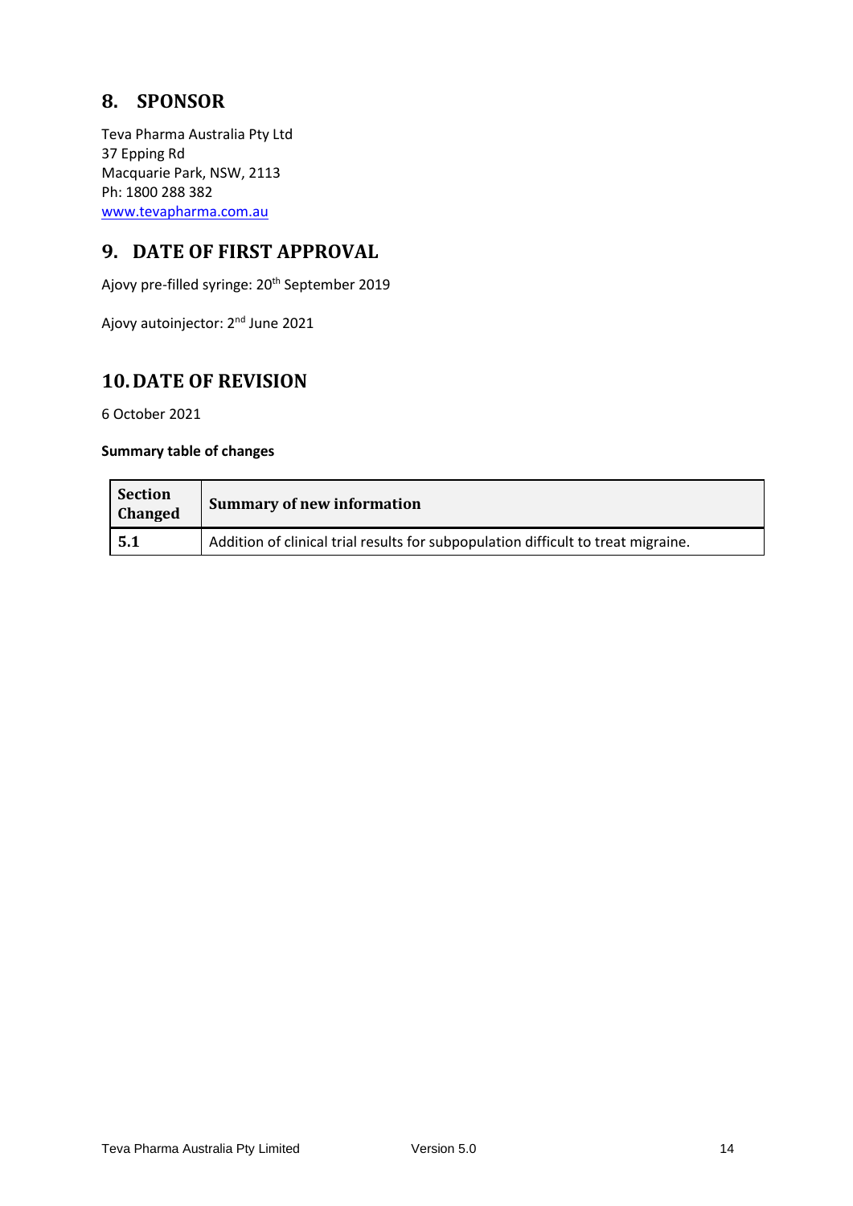## 8. SPONSOR

Teva Pharma Australia Pty Ltd
37 Epping Rd
Macquarie Park, NSW, 2113
Ph: 1800 288 382
www.tevapharma.com.au

## 9. DATE OF FIRST APPROVAL

Ajovy pre-filled syringe: 20th September 2019

Ajovy autoinjector: 2nd June 2021

## 10. DATE OF REVISION

6 October 2021

**Summary table of changes**

| Section Changed | Summary of new information |
|---|---|
| 5.1 | Addition of clinical trial results for subpopulation difficult to treat migraine. |